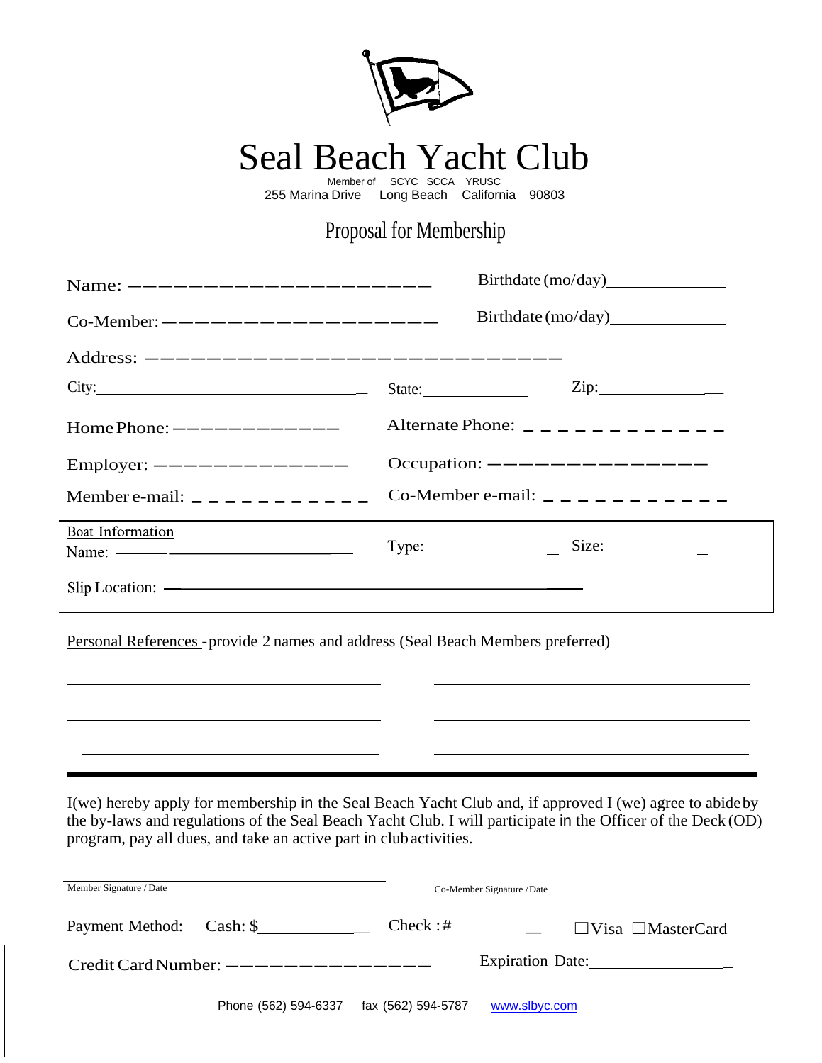# Seal Beach Yacht Club

Member of SCYC SCCA YRUSC
255 Marina Drive Long Beach California 90803

## Proposal for Membership

Name: ______________________ Birthdate (mo/day)______________

Co-Member: ____________________ Birthdate (mo/day)______________

Address: ________________________________

City:______________________________ State:____________ Zip:______________

Home Phone: ______________ Alternate Phone: ____________

Employer: _______________ Occupation: _______________

Member e-mail: ____________ Co-Member e-mail: ____________

Boat Information

Name: ______________________ Type: ______________ Size: ____________

Slip Location: ________________________________________

Personal References - provide 2 names and address (Seal Beach Members preferred)

______________________________ ______________________________

______________________________ ______________________________

______________________________ ______________________________

I(we) hereby apply for membership in the Seal Beach Yacht Club and, if approved I (we) agree to abide by the by-laws and regulations of the Seal Beach Yacht Club. I will participate in the Officer of the Deck (OD) program, pay all dues, and take an active part in club activities.

______________________________ ______________________________
Member Signature / Date Co-Member Signature / Date

Payment Method: Cash: $____________ Check :#__________ ☐Visa ☐MasterCard

Credit Card Number: ________________ Expiration Date:________________

Phone (562) 594-6337 fax (562) 594-5787 www.slbyc.com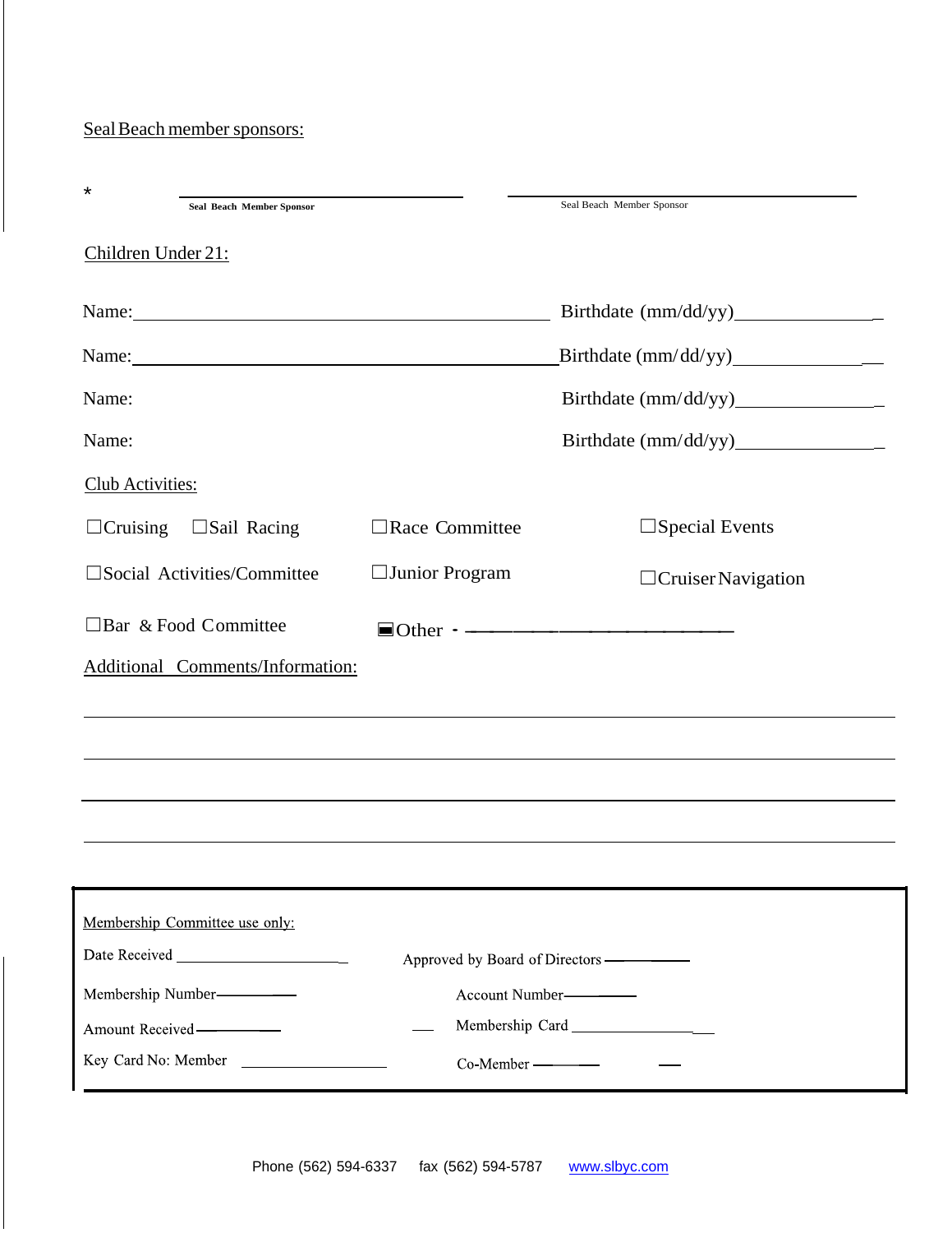Seal Beach member sponsors:

\* ______________________ ______________________

Seal Beach Member Sponsor Seal Beach Member Sponsor

Children Under 21:

Name:______________________ Birthdate (mm/dd/yy)__________

Name:______________________ Birthdate (mm/dd/yy)__________

Name: Birthdate (mm/dd/yy)__________

Name: Birthdate (mm/dd/yy)__________

Club Activities:

☐Cruising ☐Sail Racing ☐Race Committee ☐Special Events

☐Social Activities/Committee ☐Junior Program ☐Cruiser Navigation

☐Bar & Food Committee ■Other - ______________________

Additional Comments/Information:

______________________________________________

______________________________________________

______________________________________________

______________________________________________

Membership Committee use only:

Date Received ______________ Approved by Board of Directors ________

Membership Number________ Account Number________

Amount Received________ Membership Card ______________

Key Card No: Member ______________ Co-Member ________

Phone (562) 594-6337 fax (562) 594-5787 www.slbyc.com